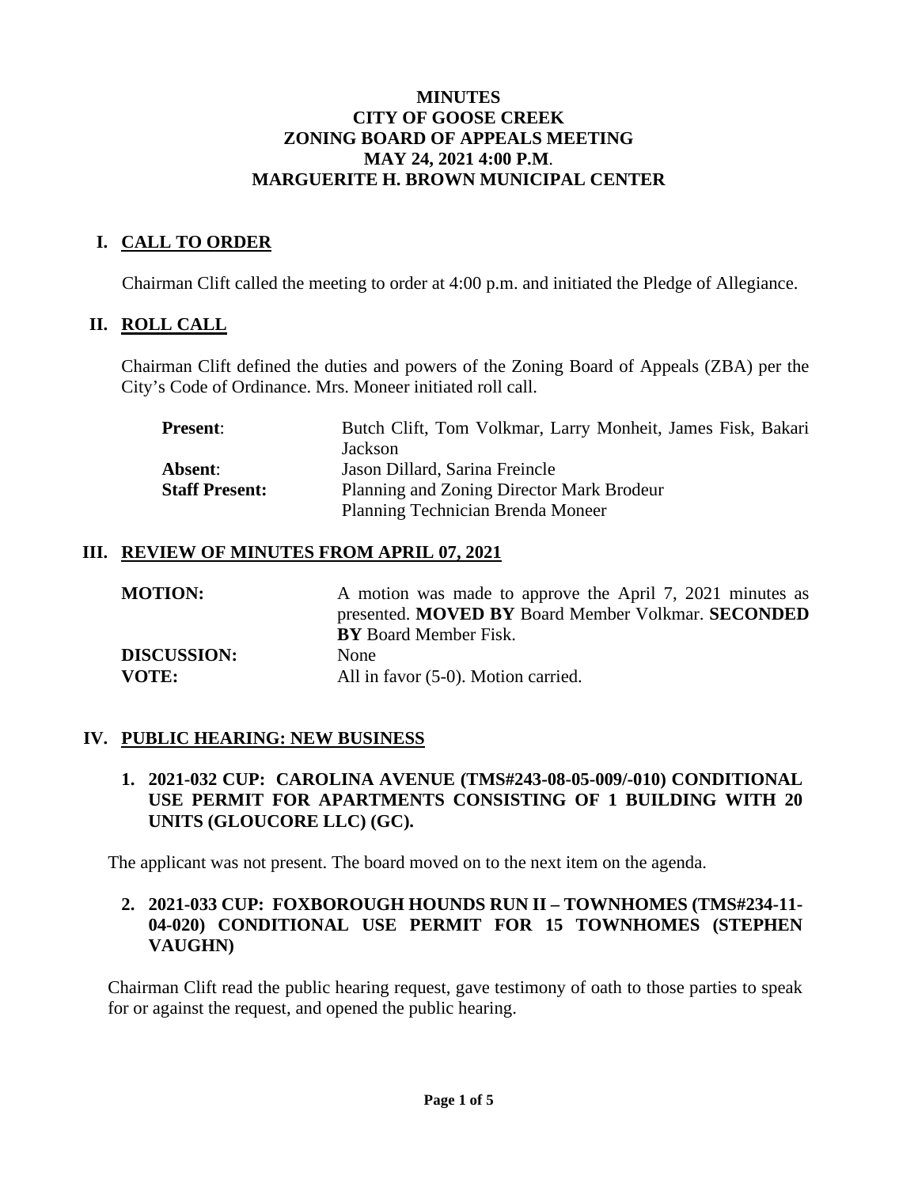# MINUTES
# CITY OF GOOSE CREEK
# ZONING BOARD OF APPEALS MEETING
# MAY 24, 2021 4:00 P.M.
# MARGUERITE H. BROWN MUNICIPAL CENTER

## I. CALL TO ORDER

Chairman Clift called the meeting to order at 4:00 p.m. and initiated the Pledge of Allegiance.

## II. ROLL CALL

Chairman Clift defined the duties and powers of the Zoning Board of Appeals (ZBA) per the City's Code of Ordinance. Mrs. Moneer initiated roll call.

| | |
|---|---|
| **Present**: | Butch Clift, Tom Volkmar, Larry Monheit, James Fisk, Bakari Jackson |
| **Absent**: | Jason Dillard, Sarina Freincle |
| **Staff Present:** | Planning and Zoning Director Mark Brodeur<br>Planning Technician Brenda Moneer |

## III. REVIEW OF MINUTES FROM APRIL 07, 2021

| | |
|---|---|
| **MOTION:** | A motion was made to approve the April 7, 2021 minutes as presented. **MOVED BY** Board Member Volkmar. **SECONDED BY** Board Member Fisk. |
| **DISCUSSION:** | None |
| **VOTE:** | All in favor (5-0). Motion carried. |

## IV. PUBLIC HEARING: NEW BUSINESS

### 1. 2021-032 CUP: CAROLINA AVENUE (TMS#243-08-05-009/-010) CONDITIONAL USE PERMIT FOR APARTMENTS CONSISTING OF 1 BUILDING WITH 20 UNITS (GLOUCORE LLC) (GC).

The applicant was not present. The board moved on to the next item on the agenda.

### 2. 2021-033 CUP: FOXBOROUGH HOUNDS RUN II – TOWNHOMES (TMS#234-11-04-020) CONDITIONAL USE PERMIT FOR 15 TOWNHOMES (STEPHEN VAUGHN)

Chairman Clift read the public hearing request, gave testimony of oath to those parties to speak for or against the request, and opened the public hearing.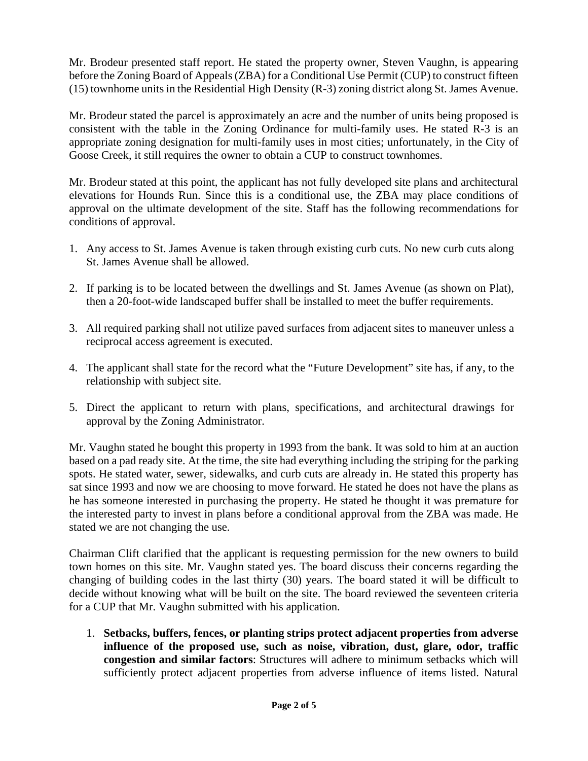Mr. Brodeur presented staff report. He stated the property owner, Steven Vaughn, is appearing before the Zoning Board of Appeals (ZBA) for a Conditional Use Permit (CUP) to construct fifteen (15) townhome units in the Residential High Density (R-3) zoning district along St. James Avenue.

Mr. Brodeur stated the parcel is approximately an acre and the number of units being proposed is consistent with the table in the Zoning Ordinance for multi-family uses. He stated R-3 is an appropriate zoning designation for multi-family uses in most cities; unfortunately, in the City of Goose Creek, it still requires the owner to obtain a CUP to construct townhomes.

Mr. Brodeur stated at this point, the applicant has not fully developed site plans and architectural elevations for Hounds Run. Since this is a conditional use, the ZBA may place conditions of approval on the ultimate development of the site. Staff has the following recommendations for conditions of approval.

1. Any access to St. James Avenue is taken through existing curb cuts. No new curb cuts along St. James Avenue shall be allowed.

2. If parking is to be located between the dwellings and St. James Avenue (as shown on Plat), then a 20-foot-wide landscaped buffer shall be installed to meet the buffer requirements.

3. All required parking shall not utilize paved surfaces from adjacent sites to maneuver unless a reciprocal access agreement is executed.

4. The applicant shall state for the record what the "Future Development" site has, if any, to the relationship with subject site.

5. Direct the applicant to return with plans, specifications, and architectural drawings for approval by the Zoning Administrator.

Mr. Vaughn stated he bought this property in 1993 from the bank. It was sold to him at an auction based on a pad ready site. At the time, the site had everything including the striping for the parking spots. He stated water, sewer, sidewalks, and curb cuts are already in. He stated this property has sat since 1993 and now we are choosing to move forward. He stated he does not have the plans as he has someone interested in purchasing the property. He stated he thought it was premature for the interested party to invest in plans before a conditional approval from the ZBA was made. He stated we are not changing the use.

Chairman Clift clarified that the applicant is requesting permission for the new owners to build town homes on this site. Mr. Vaughn stated yes. The board discuss their concerns regarding the changing of building codes in the last thirty (30) years. The board stated it will be difficult to decide without knowing what will be built on the site. The board reviewed the seventeen criteria for a CUP that Mr. Vaughn submitted with his application.

1. **Setbacks, buffers, fences, or planting strips protect adjacent properties from adverse influence of the proposed use, such as noise, vibration, dust, glare, odor, traffic congestion and similar factors**: Structures will adhere to minimum setbacks which will sufficiently protect adjacent properties from adverse influence of items listed. Natural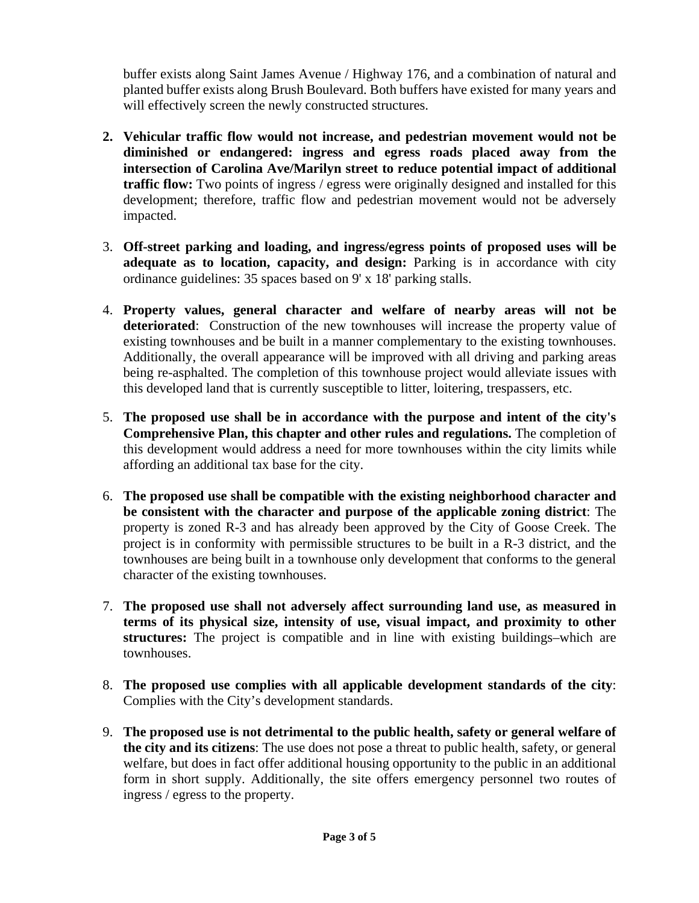buffer exists along Saint James Avenue / Highway 176, and a combination of natural and planted buffer exists along Brush Boulevard. Both buffers have existed for many years and will effectively screen the newly constructed structures.

2. **Vehicular traffic flow would not increase, and pedestrian movement would not be diminished or endangered: ingress and egress roads placed away from the intersection of Carolina Ave/Marilyn street to reduce potential impact of additional traffic flow:** Two points of ingress / egress were originally designed and installed for this development; therefore, traffic flow and pedestrian movement would not be adversely impacted.

3. **Off-street parking and loading, and ingress/egress points of proposed uses will be adequate as to location, capacity, and design:** Parking is in accordance with city ordinance guidelines: 35 spaces based on 9' x 18' parking stalls.

4. **Property values, general character and welfare of nearby areas will not be deteriorated**: Construction of the new townhouses will increase the property value of existing townhouses and be built in a manner complementary to the existing townhouses. Additionally, the overall appearance will be improved with all driving and parking areas being re-asphalted. The completion of this townhouse project would alleviate issues with this developed land that is currently susceptible to litter, loitering, trespassers, etc.

5. **The proposed use shall be in accordance with the purpose and intent of the city's Comprehensive Plan, this chapter and other rules and regulations.** The completion of this development would address a need for more townhouses within the city limits while affording an additional tax base for the city.

6. **The proposed use shall be compatible with the existing neighborhood character and be consistent with the character and purpose of the applicable zoning district**: The property is zoned R-3 and has already been approved by the City of Goose Creek. The project is in conformity with permissible structures to be built in a R-3 district, and the townhouses are being built in a townhouse only development that conforms to the general character of the existing townhouses.

7. **The proposed use shall not adversely affect surrounding land use, as measured in terms of its physical size, intensity of use, visual impact, and proximity to other structures:** The project is compatible and in line with existing buildings–which are townhouses.

8. **The proposed use complies with all applicable development standards of the city**: Complies with the City's development standards.

9. **The proposed use is not detrimental to the public health, safety or general welfare of the city and its citizens**: The use does not pose a threat to public health, safety, or general welfare, but does in fact offer additional housing opportunity to the public in an additional form in short supply. Additionally, the site offers emergency personnel two routes of ingress / egress to the property.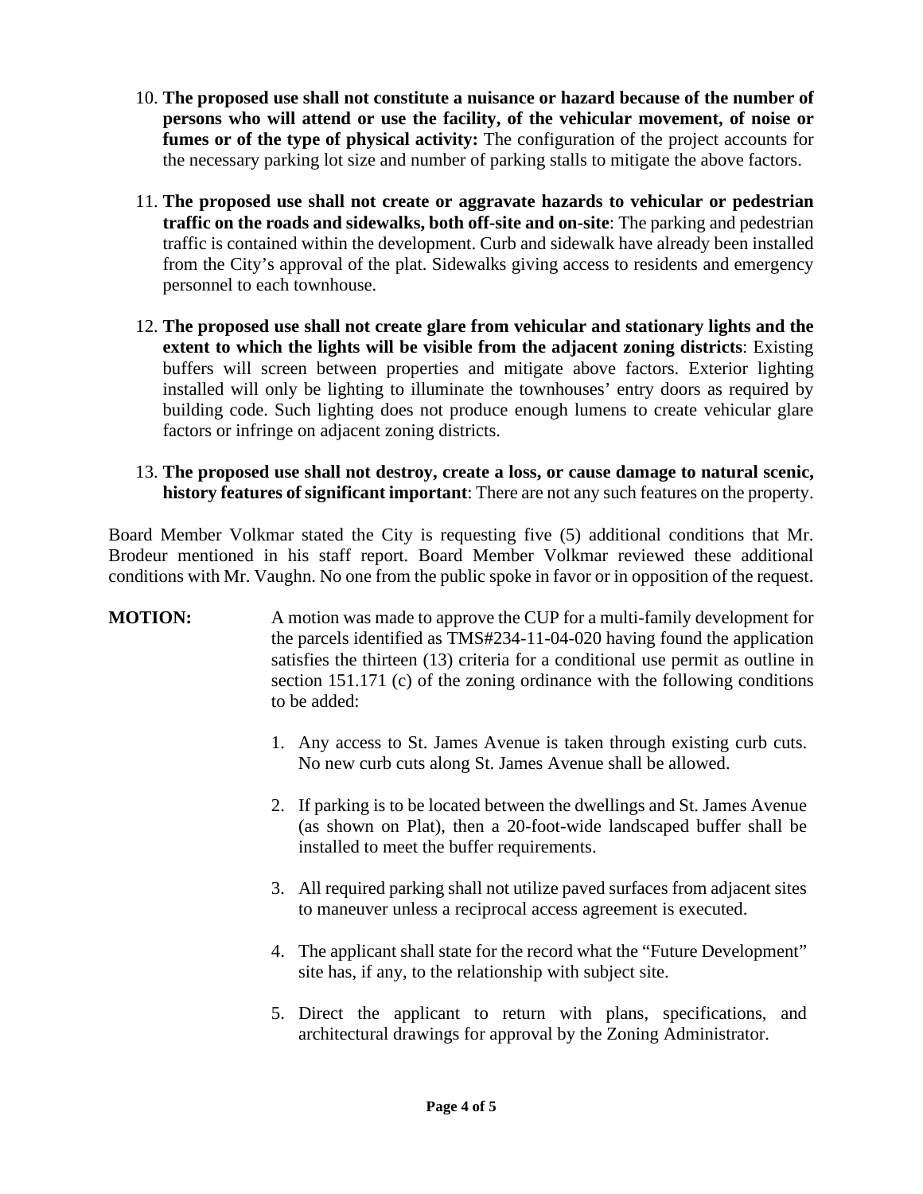10. **The proposed use shall not constitute a nuisance or hazard because of the number of persons who will attend or use the facility, of the vehicular movement, of noise or fumes or of the type of physical activity:** The configuration of the project accounts for the necessary parking lot size and number of parking stalls to mitigate the above factors.

11. **The proposed use shall not create or aggravate hazards to vehicular or pedestrian traffic on the roads and sidewalks, both off-site and on-site**: The parking and pedestrian traffic is contained within the development. Curb and sidewalk have already been installed from the City's approval of the plat. Sidewalks giving access to residents and emergency personnel to each townhouse.

12. **The proposed use shall not create glare from vehicular and stationary lights and the extent to which the lights will be visible from the adjacent zoning districts**: Existing buffers will screen between properties and mitigate above factors. Exterior lighting installed will only be lighting to illuminate the townhouses' entry doors as required by building code. Such lighting does not produce enough lumens to create vehicular glare factors or infringe on adjacent zoning districts.

13. **The proposed use shall not destroy, create a loss, or cause damage to natural scenic, history features of significant important**: There are not any such features on the property.

Board Member Volkmar stated the City is requesting five (5) additional conditions that Mr. Brodeur mentioned in his staff report. Board Member Volkmar reviewed these additional conditions with Mr. Vaughn. No one from the public spoke in favor or in opposition of the request.

**MOTION:** A motion was made to approve the CUP for a multi-family development for the parcels identified as TMS#234-11-04-020 having found the application satisfies the thirteen (13) criteria for a conditional use permit as outline in section 151.171 (c) of the zoning ordinance with the following conditions to be added:

1. Any access to St. James Avenue is taken through existing curb cuts. No new curb cuts along St. James Avenue shall be allowed.

2. If parking is to be located between the dwellings and St. James Avenue (as shown on Plat), then a 20-foot-wide landscaped buffer shall be installed to meet the buffer requirements.

3. All required parking shall not utilize paved surfaces from adjacent sites to maneuver unless a reciprocal access agreement is executed.

4. The applicant shall state for the record what the "Future Development" site has, if any, to the relationship with subject site.

5. Direct the applicant to return with plans, specifications, and architectural drawings for approval by the Zoning Administrator.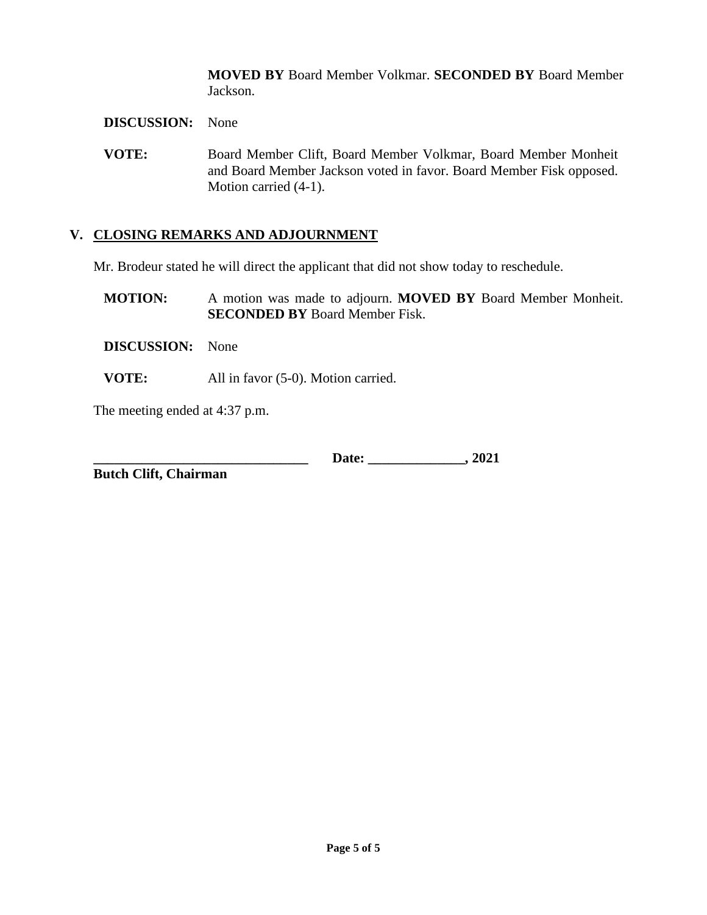**MOVED BY** Board Member Volkmar. **SECONDED BY** Board Member Jackson.

**DISCUSSION:** None

**VOTE:** Board Member Clift, Board Member Volkmar, Board Member Monheit and Board Member Jackson voted in favor. Board Member Fisk opposed. Motion carried (4-1).

## V. CLOSING REMARKS AND ADJOURNMENT

Mr. Brodeur stated he will direct the applicant that did not show today to reschedule.

**MOTION:** A motion was made to adjourn. **MOVED BY** Board Member Monheit. **SECONDED BY** Board Member Fisk.

**DISCUSSION:** None

**VOTE:** All in favor (5-0). Motion carried.

The meeting ended at 4:37 p.m.

**_______________________________ Date: ______________, 2021**
**Butch Clift, Chairman**